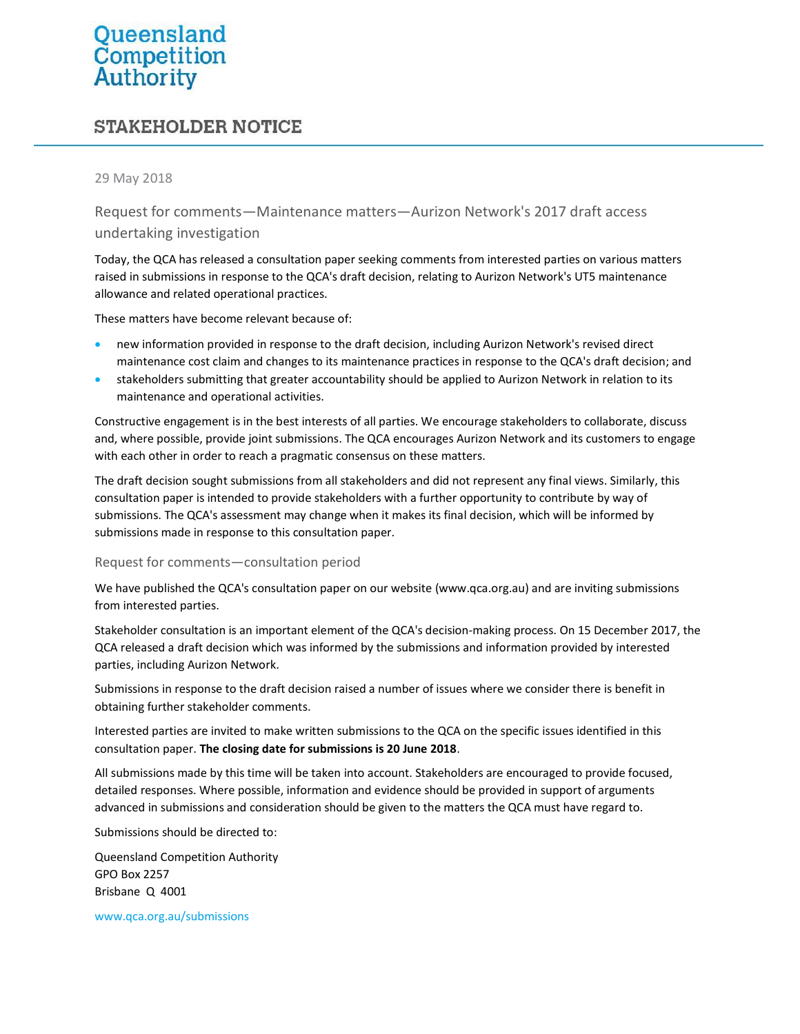Queensland Competition Authority

# STAKEHOLDER NOTICE

29 May 2018

## Request for comments—Maintenance matters—Aurizon Network's 2017 draft access undertaking investigation

Today, the QCA has released a consultation paper seeking comments from interested parties on various matters raised in submissions in response to the QCA's draft decision, relating to Aurizon Network's UT5 maintenance allowance and related operational practices.

These matters have become relevant because of:

- new information provided in response to the draft decision, including Aurizon Network's revised direct maintenance cost claim and changes to its maintenance practices in response to the QCA's draft decision; and
- stakeholders submitting that greater accountability should be applied to Aurizon Network in relation to its maintenance and operational activities.

Constructive engagement is in the best interests of all parties. We encourage stakeholders to collaborate, discuss and, where possible, provide joint submissions. The QCA encourages Aurizon Network and its customers to engage with each other in order to reach a pragmatic consensus on these matters.

The draft decision sought submissions from all stakeholders and did not represent any final views. Similarly, this consultation paper is intended to provide stakeholders with a further opportunity to contribute by way of submissions. The QCA's assessment may change when it makes its final decision, which will be informed by submissions made in response to this consultation paper.

### Request for comments—consultation period

We have published the QCA's consultation paper on our website (www.qca.org.au) and are inviting submissions from interested parties.

Stakeholder consultation is an important element of the QCA's decision-making process. On 15 December 2017, the QCA released a draft decision which was informed by the submissions and information provided by interested parties, including Aurizon Network.

Submissions in response to the draft decision raised a number of issues where we consider there is benefit in obtaining further stakeholder comments.

Interested parties are invited to make written submissions to the QCA on the specific issues identified in this consultation paper. **The closing date for submissions is 20 June 2018**.

All submissions made by this time will be taken into account. Stakeholders are encouraged to provide focused, detailed responses. Where possible, information and evidence should be provided in support of arguments advanced in submissions and consideration should be given to the matters the QCA must have regard to.

Submissions should be directed to:

Queensland Competition Authority
GPO Box 2257
Brisbane Q 4001

www.qca.org.au/submissions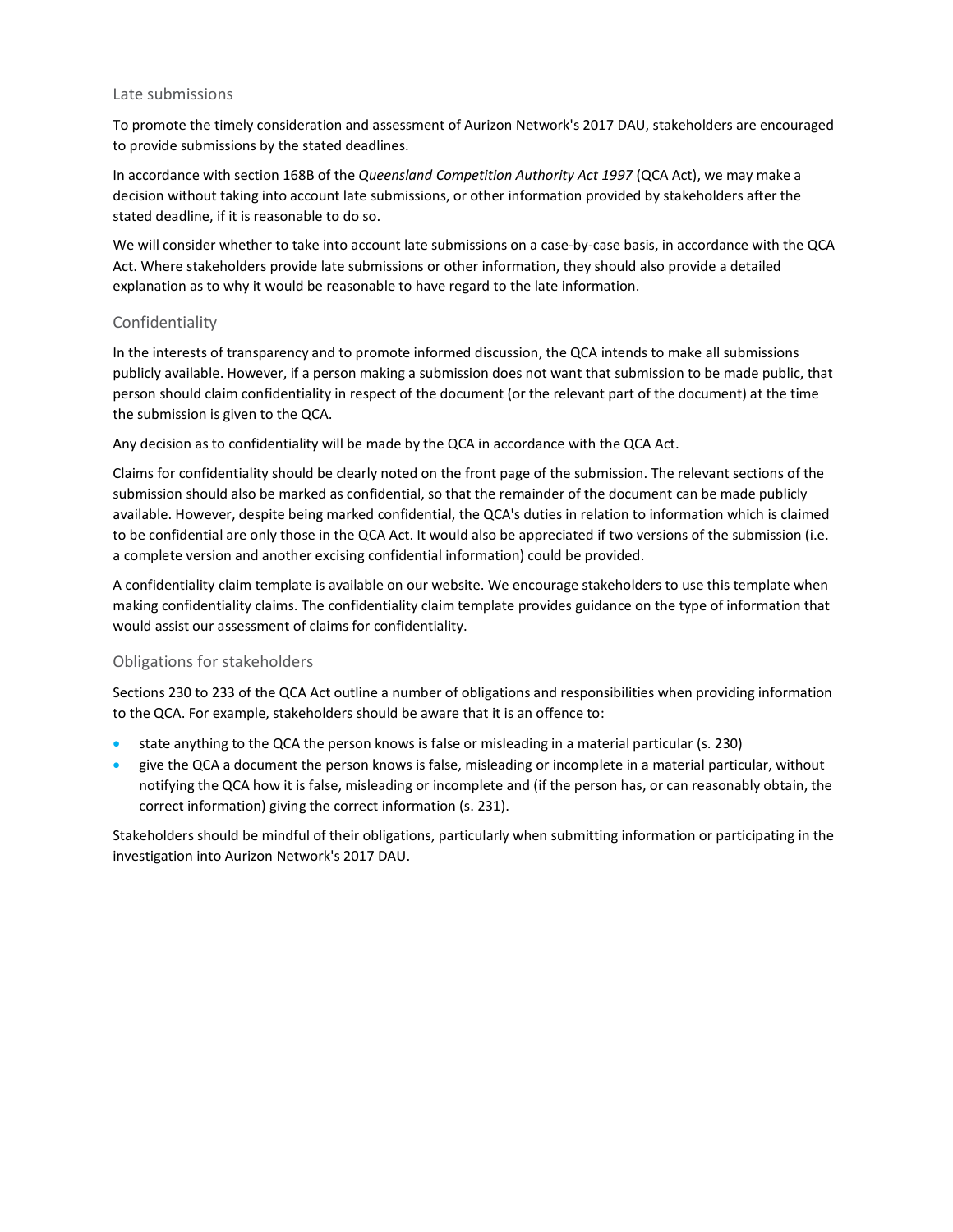## Late submissions

To promote the timely consideration and assessment of Aurizon Network's 2017 DAU, stakeholders are encouraged to provide submissions by the stated deadlines.

In accordance with section 168B of the *Queensland Competition Authority Act 1997* (QCA Act), we may make a decision without taking into account late submissions, or other information provided by stakeholders after the stated deadline, if it is reasonable to do so.

We will consider whether to take into account late submissions on a case-by-case basis, in accordance with the QCA Act. Where stakeholders provide late submissions or other information, they should also provide a detailed explanation as to why it would be reasonable to have regard to the late information.

## Confidentiality

In the interests of transparency and to promote informed discussion, the QCA intends to make all submissions publicly available. However, if a person making a submission does not want that submission to be made public, that person should claim confidentiality in respect of the document (or the relevant part of the document) at the time the submission is given to the QCA.

Any decision as to confidentiality will be made by the QCA in accordance with the QCA Act.

Claims for confidentiality should be clearly noted on the front page of the submission. The relevant sections of the submission should also be marked as confidential, so that the remainder of the document can be made publicly available. However, despite being marked confidential, the QCA's duties in relation to information which is claimed to be confidential are only those in the QCA Act. It would also be appreciated if two versions of the submission (i.e. a complete version and another excising confidential information) could be provided.

A confidentiality claim template is available on our website. We encourage stakeholders to use this template when making confidentiality claims. The confidentiality claim template provides guidance on the type of information that would assist our assessment of claims for confidentiality.

## Obligations for stakeholders

Sections 230 to 233 of the QCA Act outline a number of obligations and responsibilities when providing information to the QCA. For example, stakeholders should be aware that it is an offence to:

- state anything to the QCA the person knows is false or misleading in a material particular (s. 230)
- give the QCA a document the person knows is false, misleading or incomplete in a material particular, without notifying the QCA how it is false, misleading or incomplete and (if the person has, or can reasonably obtain, the correct information) giving the correct information (s. 231).

Stakeholders should be mindful of their obligations, particularly when submitting information or participating in the investigation into Aurizon Network's 2017 DAU.